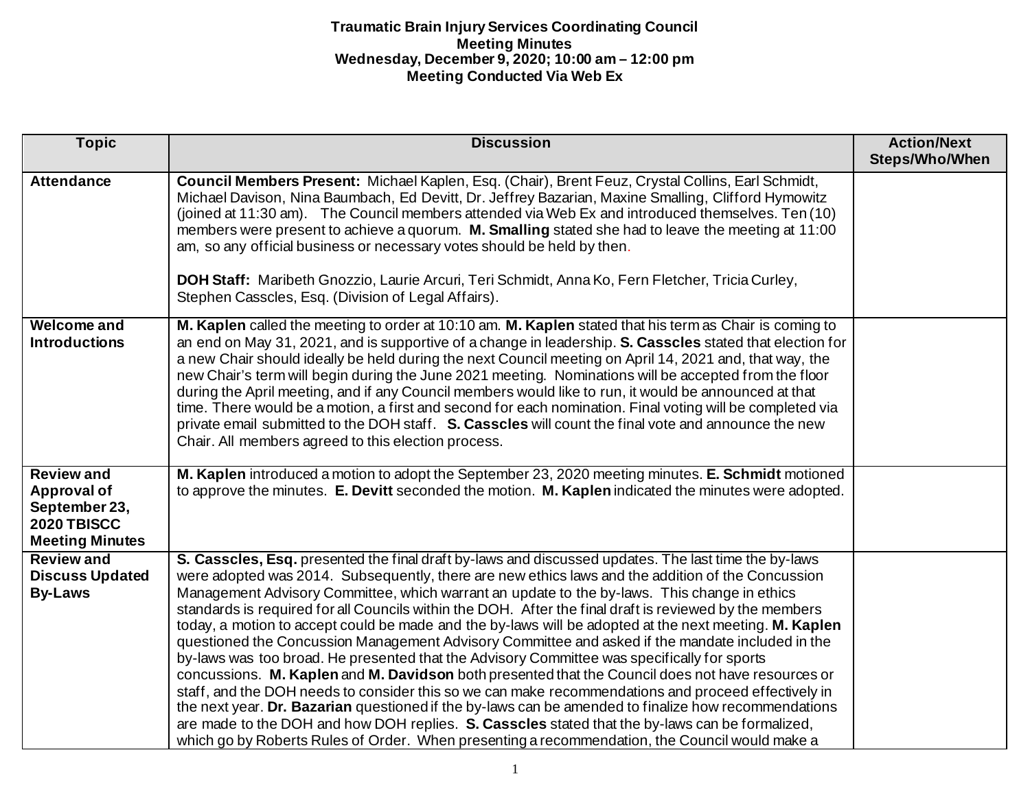**Traumatic Brain Injury Services Coordinating Council**
**Meeting Minutes**
**Wednesday, December 9, 2020; 10:00 am – 12:00 pm**
**Meeting Conducted Via Web Ex**

| Topic | Discussion | Action/Next Steps/Who/When |
|---|---|---|
| **Attendance** | **Council Members Present:** Michael Kaplen, Esq. (Chair), Brent Feuz, Crystal Collins, Earl Schmidt, Michael Davison, Nina Baumbach, Ed Devitt, Dr. Jeffrey Bazarian, Maxine Smalling, Clifford Hymowitz (joined at 11:30 am). The Council members attended via Web Ex and introduced themselves. Ten (10) members were present to achieve a quorum. **M. Smalling** stated she had to leave the meeting at 11:00 am, so any official business or necessary votes should be held by then.<br><br>**DOH Staff:** Maribeth Gnozzio, Laurie Arcuri, Teri Schmidt, Anna Ko, Fern Fletcher, Tricia Curley, Stephen Casscles, Esq. (Division of Legal Affairs). | |
| **Welcome and Introductions** | **M. Kaplen** called the meeting to order at 10:10 am. **M. Kaplen** stated that his term as Chair is coming to an end on May 31, 2021, and is supportive of a change in leadership. **S. Casscles** stated that election for a new Chair should ideally be held during the next Council meeting on April 14, 2021 and, that way, the new Chair's term will begin during the June 2021 meeting. Nominations will be accepted from the floor during the April meeting, and if any Council members would like to run, it would be announced at that time. There would be a motion, a first and second for each nomination. Final voting will be completed via private email submitted to the DOH staff. **S. Casscles** will count the final vote and announce the new Chair. All members agreed to this election process. | |
| **Review and Approval of September 23, 2020 TBISCC Meeting Minutes** | **M. Kaplen** introduced a motion to adopt the September 23, 2020 meeting minutes. **E. Schmidt** motioned to approve the minutes. **E. Devitt** seconded the motion. **M. Kaplen** indicated the minutes were adopted. | |
| **Review and Discuss Updated By-Laws** | **S. Casscles, Esq.** presented the final draft by-laws and discussed updates. The last time the by-laws were adopted was 2014. Subsequently, there are new ethics laws and the addition of the Concussion Management Advisory Committee, which warrant an update to the by-laws. This change in ethics standards is required for all Councils within the DOH. After the final draft is reviewed by the members today, a motion to accept could be made and the by-laws will be adopted at the next meeting. **M. Kaplen** questioned the Concussion Management Advisory Committee and asked if the mandate included in the by-laws was too broad. He presented that the Advisory Committee was specifically for sports concussions. **M. Kaplen** and **M. Davidson** both presented that the Council does not have resources or staff, and the DOH needs to consider this so we can make recommendations and proceed effectively in the next year. **Dr. Bazarian** questioned if the by-laws can be amended to finalize how recommendations are made to the DOH and how DOH replies. **S. Casscles** stated that the by-laws can be formalized, which go by Roberts Rules of Order. When presenting a recommendation, the Council would make a | |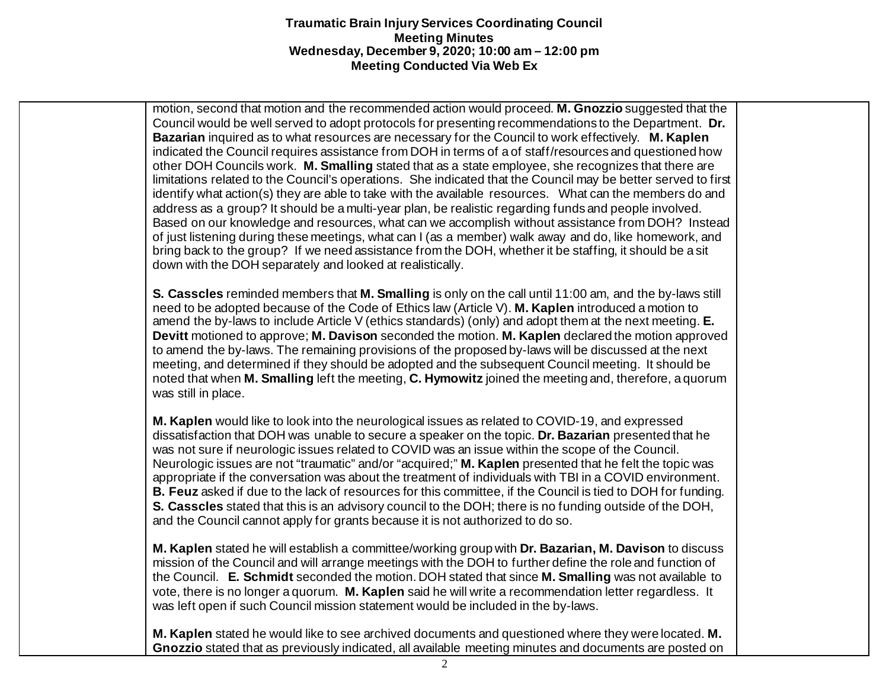**Traumatic Brain Injury Services Coordinating Council**
**Meeting Minutes**
**Wednesday, December 9, 2020; 10:00 am – 12:00 pm**
**Meeting Conducted Via Web Ex**

| | | |
|---|---|---|
| | motion, second that motion and the recommended action would proceed. **M. Gnozzio** suggested that the Council would be well served to adopt protocols for presenting recommendations to the Department. **Dr. Bazarian** inquired as to what resources are necessary for the Council to work effectively. **M. Kaplen** indicated the Council requires assistance from DOH in terms of a of staff/resources and questioned how other DOH Councils work. **M. Smalling** stated that as a state employee, she recognizes that there are limitations related to the Council's operations. She indicated that the Council may be better served to first identify what action(s) they are able to take with the available resources. What can the members do and address as a group? It should be a multi-year plan, be realistic regarding funds and people involved. Based on our knowledge and resources, what can we accomplish without assistance from DOH? Instead of just listening during these meetings, what can I (as a member) walk away and do, like homework, and bring back to the group? If we need assistance from the DOH, whether it be staffing, it should be a sit down with the DOH separately and looked at realistically.<br><br>**S. Casscles** reminded members that **M. Smalling** is only on the call until 11:00 am, and the by-laws still need to be adopted because of the Code of Ethics law (Article V). **M. Kaplen** introduced a motion to amend the by-laws to include Article V (ethics standards) (only) and adopt them at the next meeting. **E. Devitt** motioned to approve; **M. Davison** seconded the motion. **M. Kaplen** declared the motion approved to amend the by-laws. The remaining provisions of the proposed by-laws will be discussed at the next meeting, and determined if they should be adopted and the subsequent Council meeting. It should be noted that when **M. Smalling** left the meeting, **C. Hymowitz** joined the meeting and, therefore, a quorum was still in place.<br><br>**M. Kaplen** would like to look into the neurological issues as related to COVID-19, and expressed dissatisfaction that DOH was unable to secure a speaker on the topic. **Dr. Bazarian** presented that he was not sure if neurologic issues related to COVID was an issue within the scope of the Council. Neurologic issues are not "traumatic" and/or "acquired;" **M. Kaplen** presented that he felt the topic was appropriate if the conversation was about the treatment of individuals with TBI in a COVID environment. **B. Feuz** asked if due to the lack of resources for this committee, if the Council is tied to DOH for funding. **S. Casscles** stated that this is an advisory council to the DOH; there is no funding outside of the DOH, and the Council cannot apply for grants because it is not authorized to do so.<br><br>**M. Kaplen** stated he will establish a committee/working group with **Dr. Bazarian, M. Davison** to discuss mission of the Council and will arrange meetings with the DOH to further define the role and function of the Council. **E. Schmidt** seconded the motion. DOH stated that since **M. Smalling** was not available to vote, there is no longer a quorum. **M. Kaplen** said he will write a recommendation letter regardless. It was left open if such Council mission statement would be included in the by-laws.<br><br>**M. Kaplen** stated he would like to see archived documents and questioned where they were located. **M. Gnozzio** stated that as previously indicated, all available meeting minutes and documents are posted on | |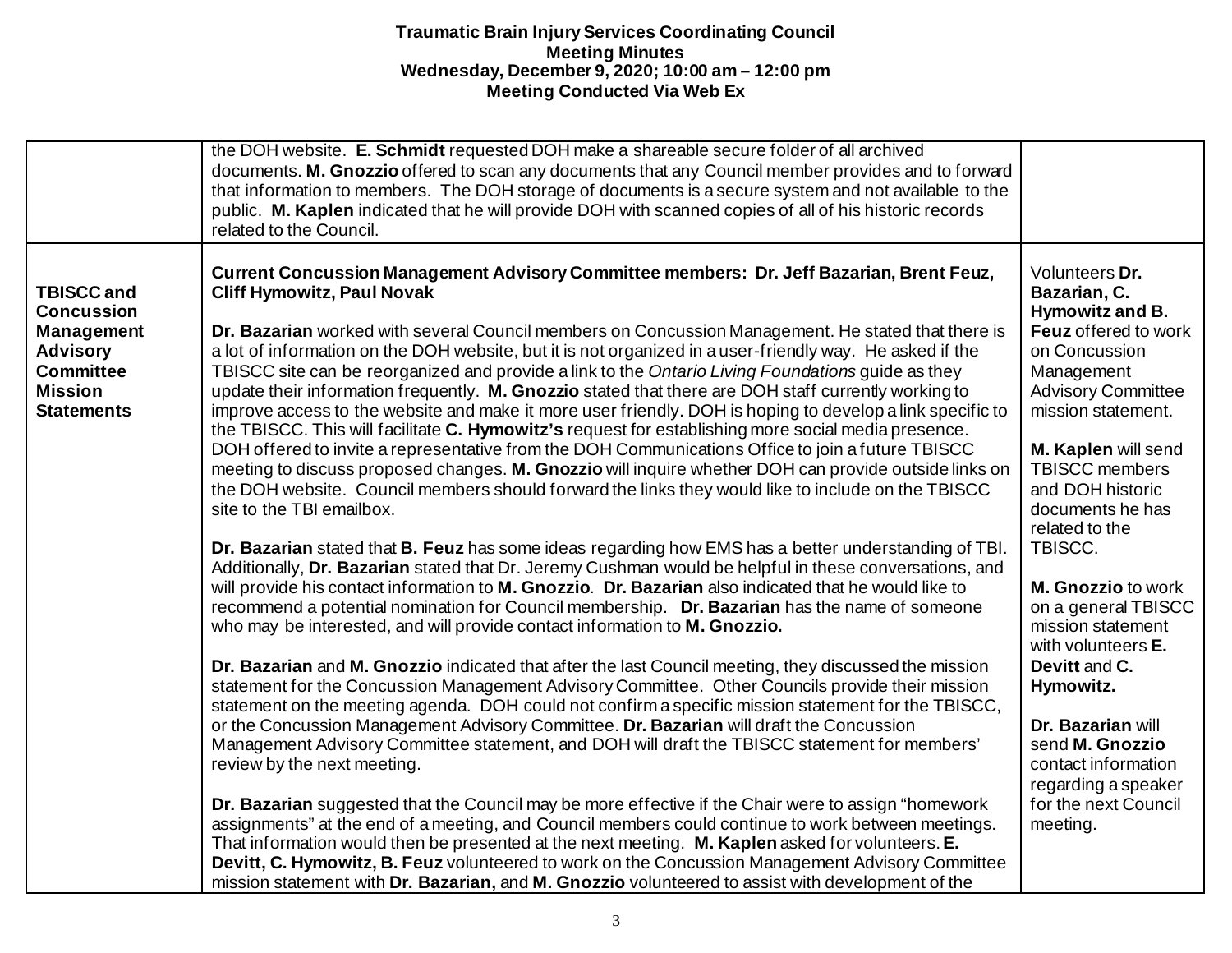| | | |
|---|---|---|
| | the DOH website. **E. Schmidt** requested DOH make a shareable secure folder of all archived documents. **M. Gnozzio** offered to scan any documents that any Council member provides and to forward that information to members. The DOH storage of documents is a secure system and not available to the public. **M. Kaplen** indicated that he will provide DOH with scanned copies of all of his historic records related to the Council. | |
| **TBISCC and Concussion Management Advisory Committee Mission Statements** | **Current Concussion Management Advisory Committee members: Dr. Jeff Bazarian, Brent Feuz, Cliff Hymowitz, Paul Novak**<br><br>**Dr. Bazarian** worked with several Council members on Concussion Management. He stated that there is a lot of information on the DOH website, but it is not organized in a user-friendly way. He asked if the TBISCC site can be reorganized and provide a link to the *Ontario Living Foundations* guide as they update their information frequently. **M. Gnozzio** stated that there are DOH staff currently working to improve access to the website and make it more user friendly. DOH is hoping to develop a link specific to the TBISCC. This will facilitate **C. Hymowitz's** request for establishing more social media presence. DOH offered to invite a representative from the DOH Communications Office to join a future TBISCC meeting to discuss proposed changes. **M. Gnozzio** will inquire whether DOH can provide outside links on the DOH website. Council members should forward the links they would like to include on the TBISCC site to the TBI emailbox.<br><br>**Dr. Bazarian** stated that **B. Feuz** has some ideas regarding how EMS has a better understanding of TBI. Additionally, **Dr. Bazarian** stated that Dr. Jeremy Cushman would be helpful in these conversations, and will provide his contact information to **M. Gnozzio**. **Dr. Bazarian** also indicated that he would like to recommend a potential nomination for Council membership. **Dr. Bazarian** has the name of someone who may be interested, and will provide contact information to **M. Gnozzio.**<br><br>**Dr. Bazarian** and **M. Gnozzio** indicated that after the last Council meeting, they discussed the mission statement for the Concussion Management Advisory Committee. Other Councils provide their mission statement on the meeting agenda. DOH could not confirm a specific mission statement for the TBISCC, or the Concussion Management Advisory Committee. **Dr. Bazarian** will draft the Concussion Management Advisory Committee statement, and DOH will draft the TBISCC statement for members' review by the next meeting.<br><br>**Dr. Bazarian** suggested that the Council may be more effective if the Chair were to assign "homework assignments" at the end of a meeting, and Council members could continue to work between meetings. That information would then be presented at the next meeting. **M. Kaplen** asked for volunteers. **E. Devitt, C. Hymowitz, B. Feuz** volunteered to work on the Concussion Management Advisory Committee mission statement with **Dr. Bazarian,** and **M. Gnozzio** volunteered to assist with development of the | Volunteers **Dr. Bazarian, C. Hymowitz and B. Feuz** offered to work on Concussion Management Advisory Committee mission statement.<br><br>**M. Kaplen** will send TBISCC members and DOH historic documents he has related to the TBISCC.<br><br>**M. Gnozzio** to work on a general TBISCC mission statement with volunteers **E. Devitt** and **C. Hymowitz.**<br><br>**Dr. Bazarian** will send **M. Gnozzio** contact information regarding a speaker for the next Council meeting. |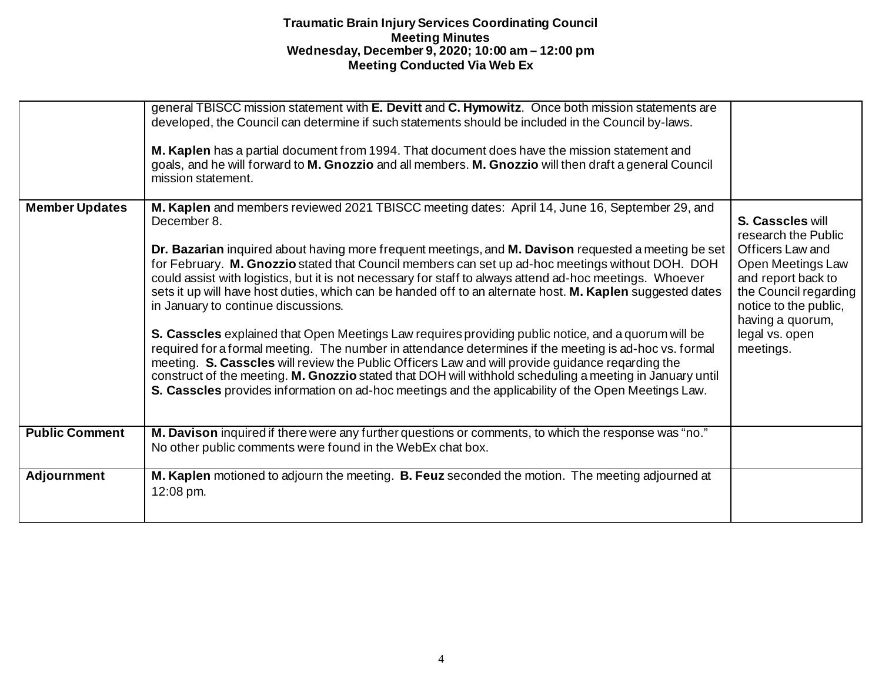| | | |
|---|---|---|
| | general TBISCC mission statement with **E. Devitt** and **C. Hymowitz**. Once both mission statements are developed, the Council can determine if such statements should be included in the Council by-laws.<br><br>**M. Kaplen** has a partial document from 1994. That document does have the mission statement and goals, and he will forward to **M. Gnozzio** and all members. **M. Gnozzio** will then draft a general Council mission statement. | |
| **Member Updates** | **M. Kaplen** and members reviewed 2021 TBISCC meeting dates: April 14, June 16, September 29, and December 8.<br><br>**Dr. Bazarian** inquired about having more frequent meetings, and **M. Davison** requested a meeting be set for February. **M. Gnozzio** stated that Council members can set up ad-hoc meetings without DOH. DOH could assist with logistics, but it is not necessary for staff to always attend ad-hoc meetings. Whoever sets it up will have host duties, which can be handed off to an alternate host. **M. Kaplen** suggested dates in January to continue discussions.<br><br>**S. Casscles** explained that Open Meetings Law requires providing public notice, and a quorum will be required for a formal meeting. The number in attendance determines if the meeting is ad-hoc vs. formal meeting. **S. Casscles** will review the Public Officers Law and will provide guidance regarding the construct of the meeting. **M. Gnozzio** stated that DOH will withhold scheduling a meeting in January until **S. Casscles** provides information on ad-hoc meetings and the applicability of the Open Meetings Law. | **S. Casscles** will research the Public Officers Law and Open Meetings Law and report back to the Council regarding notice to the public, having a quorum, legal vs. open meetings. |
| **Public Comment** | **M. Davison** inquired if there were any further questions or comments, to which the response was "no." No other public comments were found in the WebEx chat box. | |
| **Adjournment** | **M. Kaplen** motioned to adjourn the meeting. **B. Feuz** seconded the motion. The meeting adjourned at 12:08 pm. | |